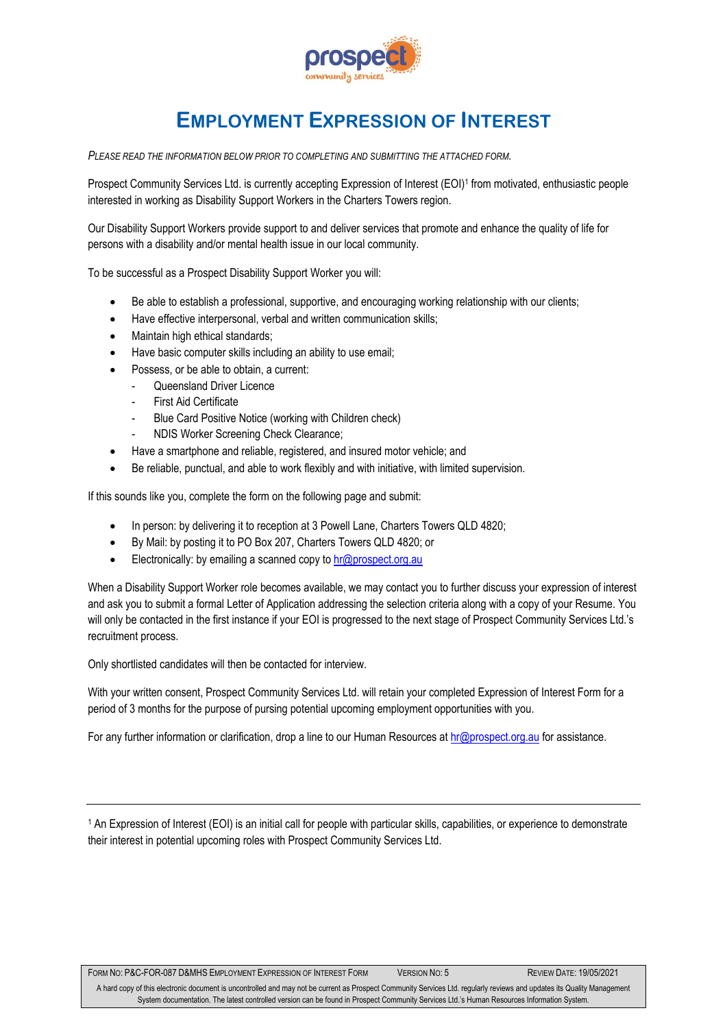# EMPLOYMENT EXPRESSION OF INTEREST

*PLEASE READ THE INFORMATION BELOW PRIOR TO COMPLETING AND SUBMITTING THE ATTACHED FORM.*

Prospect Community Services Ltd. is currently accepting Expression of Interest (EOI)[1] from motivated, enthusiastic people interested in working as Disability Support Workers in the Charters Towers region.

Our Disability Support Workers provide support to and deliver services that promote and enhance the quality of life for persons with a disability and/or mental health issue in our local community.

To be successful as a Prospect Disability Support Worker you will:

- Be able to establish a professional, supportive, and encouraging working relationship with our clients;
- Have effective interpersonal, verbal and written communication skills;
- Maintain high ethical standards;
- Have basic computer skills including an ability to use email;
- Possess, or be able to obtain, a current:
  - Queensland Driver Licence
  - First Aid Certificate
  - Blue Card Positive Notice (working with Children check)
  - NDIS Worker Screening Check Clearance;
- Have a smartphone and reliable, registered, and insured motor vehicle; and
- Be reliable, punctual, and able to work flexibly and with initiative, with limited supervision.

If this sounds like you, complete the form on the following page and submit:

- In person: by delivering it to reception at 3 Powell Lane, Charters Towers QLD 4820;
- By Mail: by posting it to PO Box 207, Charters Towers QLD 4820; or
- Electronically: by emailing a scanned copy to hr@prospect.org.au

When a Disability Support Worker role becomes available, we may contact you to further discuss your expression of interest and ask you to submit a formal Letter of Application addressing the selection criteria along with a copy of your Resume. You will only be contacted in the first instance if your EOI is progressed to the next stage of Prospect Community Services Ltd.'s recruitment process.

Only shortlisted candidates will then be contacted for interview.

With your written consent, Prospect Community Services Ltd. will retain your completed Expression of Interest Form for a period of 3 months for the purpose of pursing potential upcoming employment opportunities with you.

For any further information or clarification, drop a line to our Human Resources at hr@prospect.org.au for assistance.

---

[1] An Expression of Interest (EOI) is an initial call for people with particular skills, capabilities, or experience to demonstrate their interest in potential upcoming roles with Prospect Community Services Ltd.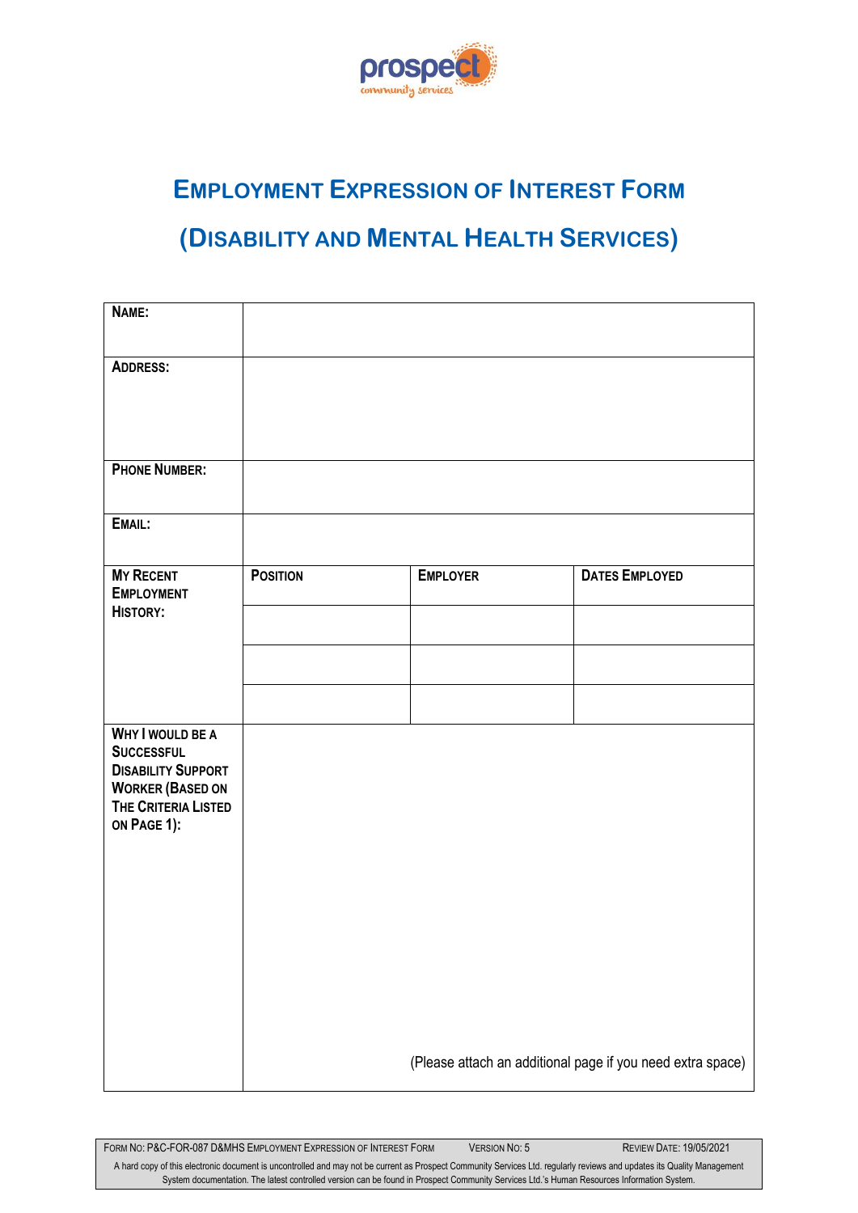# Employment Expression of Interest Form

# (Disability and Mental Health Services)

| **Name:** | | | |
|---|---|---|---|
| **Address:** | | | |
| **Phone Number:** | | | |
| **Email:** | | | |
| **My Recent Employment History:** | **Position** | **Employer** | **Dates Employed** |
| | | | |
| | | | |
| | | | |
| **Why I would be a Successful Disability Support Worker (Based on The Criteria Listed on Page 1):** | (Please attach an additional page if you need extra space) | | |

Form No: P&C-FOR-087 D&MHS Employment Expression of Interest Form Version No: 5 Review Date: 19/05/2021

A hard copy of this electronic document is uncontrolled and may not be current as Prospect Community Services Ltd. regularly reviews and updates its Quality Management System documentation. The latest controlled version can be found in Prospect Community Services Ltd.'s Human Resources Information System.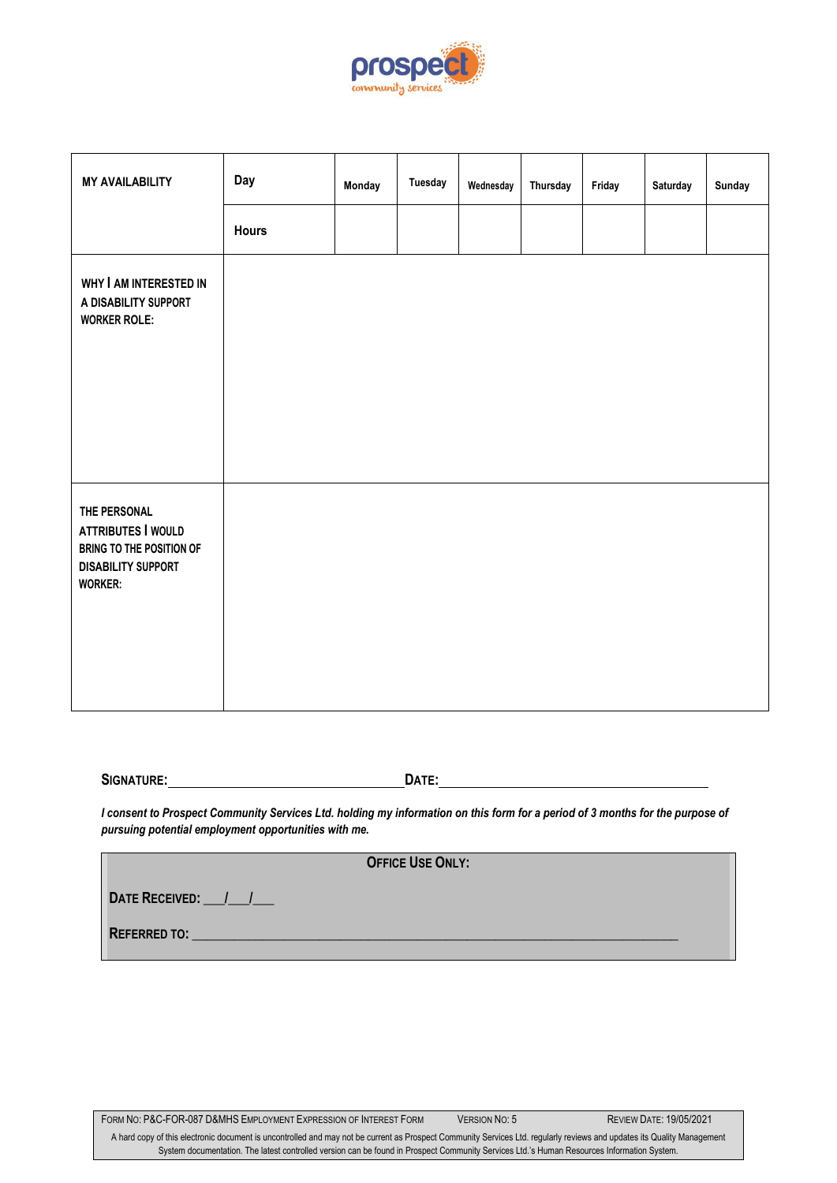| | | | | | | | | |
|---|---|---|---|---|---|---|---|---|
| **MY AVAILABILITY** | **Day** | **Monday** | **Tuesday** | **Wednesday** | **Thursday** | **Friday** | **Saturday** | **Sunday** |
| | **Hours** | | | | | | | |
| **WHY I AM INTERESTED IN A DISABILITY SUPPORT WORKER ROLE:** | | | | | | | | |
| **THE PERSONAL ATTRIBUTES I WOULD BRING TO THE POSITION OF DISABILITY SUPPORT WORKER:** | | | | | | | | |

**SIGNATURE:**\_\_\_\_\_\_\_\_\_\_\_\_\_\_\_\_\_\_\_\_\_\_\_\_\_\_\_\_\_\_\_\_ **DATE:**\_\_\_\_\_\_\_\_\_\_\_\_\_\_\_\_\_\_\_\_\_\_\_\_\_\_\_\_\_\_\_\_

***I consent to Prospect Community Services Ltd. holding my information on this form for a period of 3 months for the purpose of pursuing potential employment opportunities with me.***

| **OFFICE USE ONLY:** |
|---|
| **DATE RECEIVED:** \_\_\_/\_\_\_/\_\_\_ |
| **REFERRED TO:** \_\_\_\_\_\_\_\_\_\_\_\_\_\_\_\_\_\_\_\_\_\_\_\_\_\_\_\_\_\_\_\_\_\_\_\_\_\_\_\_\_\_\_\_\_\_\_\_ |

FORM NO: P&C-FOR-087 D&MHS EMPLOYMENT EXPRESSION OF INTEREST FORM VERSION NO: 5 REVIEW DATE: 19/05/2021

A hard copy of this electronic document is uncontrolled and may not be current as Prospect Community Services Ltd. regularly reviews and updates its Quality Management System documentation. The latest controlled version can be found in Prospect Community Services Ltd.'s Human Resources Information System.